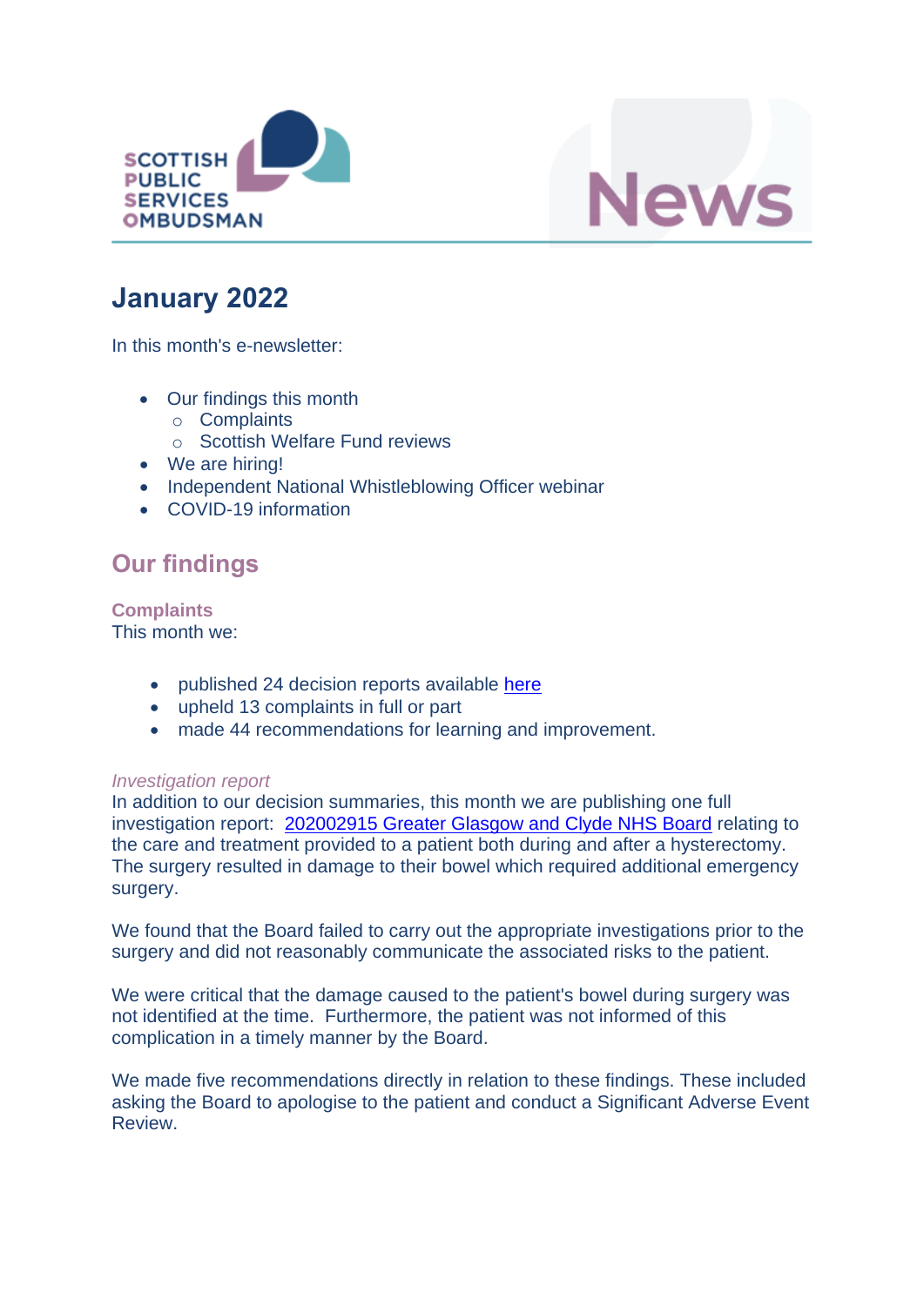SCOTTISH PUBLIC SERVICES OMBUDSMAN

News

# January 2022

In this month's e-newsletter:

- Our findings this month
  - Complaints
  - Scottish Welfare Fund reviews
- We are hiring!
- Independent National Whistleblowing Officer webinar
- COVID-19 information

## Our findings

### Complaints

This month we:

- published 24 decision reports available here
- upheld 13 complaints in full or part
- made 44 recommendations for learning and improvement.

*Investigation report*

In addition to our decision summaries, this month we are publishing one full investigation report: 202002915 Greater Glasgow and Clyde NHS Board relating to the care and treatment provided to a patient both during and after a hysterectomy. The surgery resulted in damage to their bowel which required additional emergency surgery.

We found that the Board failed to carry out the appropriate investigations prior to the surgery and did not reasonably communicate the associated risks to the patient.

We were critical that the damage caused to the patient's bowel during surgery was not identified at the time. Furthermore, the patient was not informed of this complication in a timely manner by the Board.

We made five recommendations directly in relation to these findings. These included asking the Board to apologise to the patient and conduct a Significant Adverse Event Review.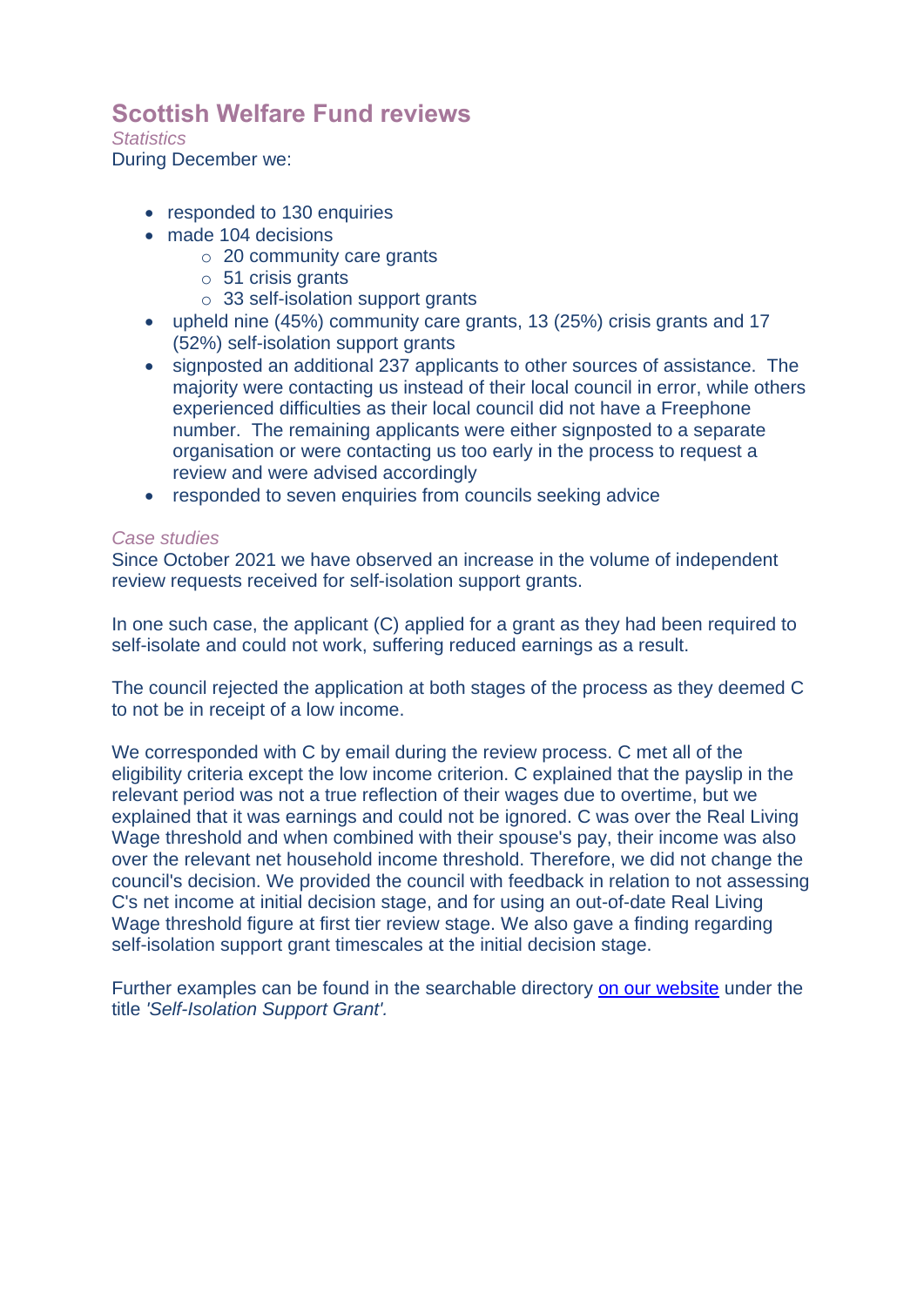## Scottish Welfare Fund reviews

*Statistics*

During December we:

- responded to 130 enquiries
- made 104 decisions
    - 20 community care grants
    - 51 crisis grants
    - 33 self-isolation support grants
- upheld nine (45%) community care grants, 13 (25%) crisis grants and 17 (52%) self-isolation support grants
- signposted an additional 237 applicants to other sources of assistance. The majority were contacting us instead of their local council in error, while others experienced difficulties as their local council did not have a Freephone number. The remaining applicants were either signposted to a separate organisation or were contacting us too early in the process to request a review and were advised accordingly
- responded to seven enquiries from councils seeking advice

*Case studies*

Since October 2021 we have observed an increase in the volume of independent review requests received for self-isolation support grants.

In one such case, the applicant (C) applied for a grant as they had been required to self-isolate and could not work, suffering reduced earnings as a result.

The council rejected the application at both stages of the process as they deemed C to not be in receipt of a low income.

We corresponded with C by email during the review process. C met all of the eligibility criteria except the low income criterion. C explained that the payslip in the relevant period was not a true reflection of their wages due to overtime, but we explained that it was earnings and could not be ignored. C was over the Real Living Wage threshold and when combined with their spouse's pay, their income was also over the relevant net household income threshold. Therefore, we did not change the council's decision. We provided the council with feedback in relation to not assessing C's net income at initial decision stage, and for using an out-of-date Real Living Wage threshold figure at first tier review stage. We also gave a finding regarding self-isolation support grant timescales at the initial decision stage.

Further examples can be found in the searchable directory [on our website] under the title *'Self-Isolation Support Grant'.*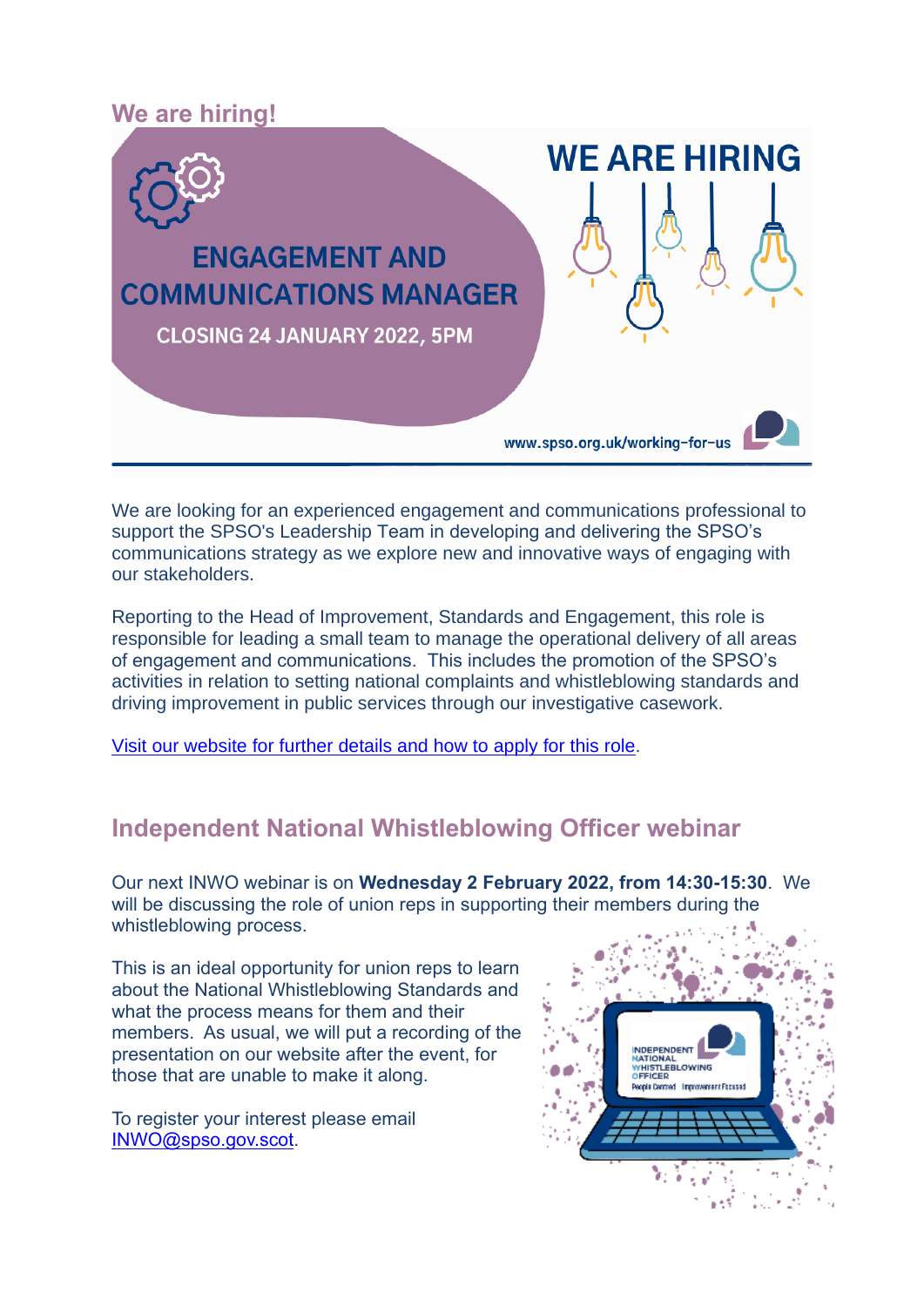## We are hiring!

We are looking for an experienced engagement and communications professional to support the SPSO's Leadership Team in developing and delivering the SPSO's communications strategy as we explore new and innovative ways of engaging with our stakeholders.

Reporting to the Head of Improvement, Standards and Engagement, this role is responsible for leading a small team to manage the operational delivery of all areas of engagement and communications. This includes the promotion of the SPSO's activities in relation to setting national complaints and whistleblowing standards and driving improvement in public services through our investigative casework.

[Visit our website for further details and how to apply for this role](www.spso.org.uk/working-for-us).

## Independent National Whistleblowing Officer webinar

Our next INWO webinar is on **Wednesday 2 February 2022, from 14:30-15:30**. We will be discussing the role of union reps in supporting their members during the whistleblowing process.

This is an ideal opportunity for union reps to learn about the National Whistleblowing Standards and what the process means for them and their members. As usual, we will put a recording of the presentation on our website after the event, for those that are unable to make it along.

To register your interest please email [INWO@spso.gov.scot](mailto:INWO@spso.gov.scot).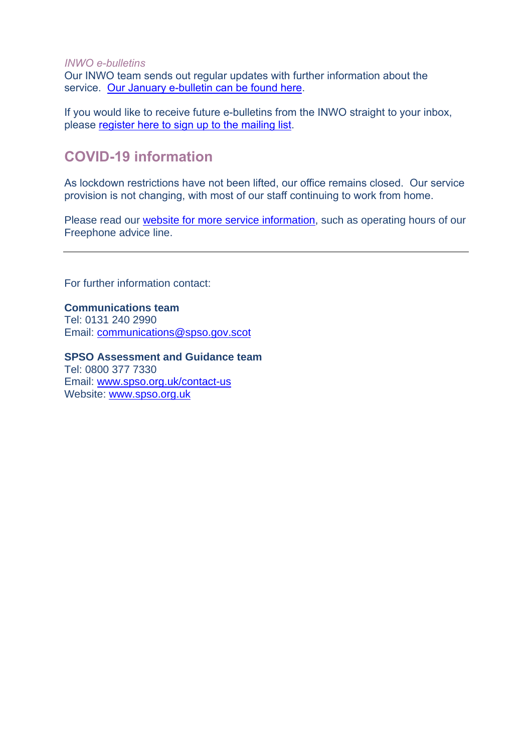*INWO e-bulletins*

Our INWO team sends out regular updates with further information about the service. Our January e-bulletin can be found here.

If you would like to receive future e-bulletins from the INWO straight to your inbox, please register here to sign up to the mailing list.

## COVID-19 information

As lockdown restrictions have not been lifted, our office remains closed. Our service provision is not changing, with most of our staff continuing to work from home.

Please read our website for more service information, such as operating hours of our Freephone advice line.

---

For further information contact:

**Communications team**
Tel: 0131 240 2990
Email: communications@spso.gov.scot

**SPSO Assessment and Guidance team**
Tel: 0800 377 7330
Email: www.spso.org.uk/contact-us
Website: www.spso.org.uk